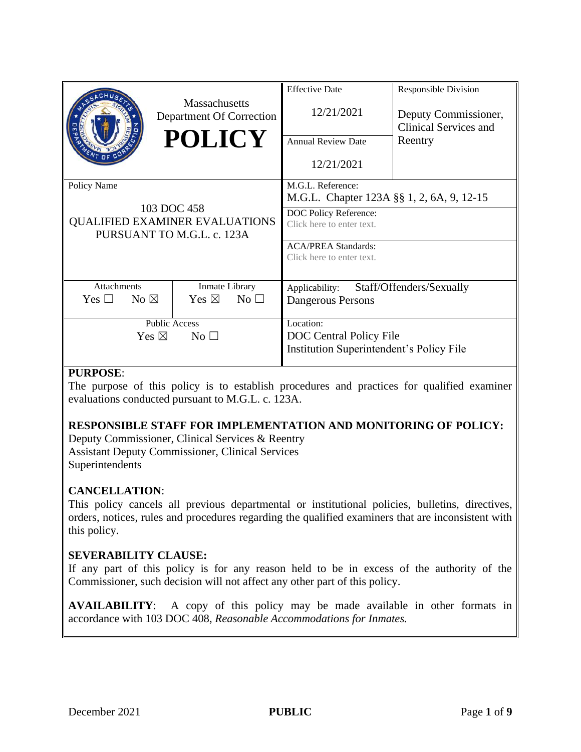| Massachusetts Department Of Correction **POLICY** | | Effective Date 12/21/2021 | Responsible Division Deputy Commissioner, Clinical Services and Reentry |
|---|---|---|---|
| | | Annual Review Date 12/21/2021 | |
| Policy Name 103 DOC 458 QUALIFIED EXAMINER EVALUATIONS PURSUANT TO M.G.L. c. 123A | | M.G.L. Reference: M.G.L. Chapter 123A §§ 1, 2, 6A, 9, 12-15 | |
| | | DOC Policy Reference: Click here to enter text. | |
| | | ACA/PREA Standards: Click here to enter text. | |
| Attachments Yes ☐ No ☒ | Inmate Library Yes ☒ No ☐ | Applicability: Staff/Offenders/Sexually Dangerous Persons | |
| Public Access Yes ☒ No ☐ | | Location: DOC Central Policy File Institution Superintendent's Policy File | |

**PURPOSE**:
The purpose of this policy is to establish procedures and practices for qualified examiner evaluations conducted pursuant to M.G.L. c. 123A.

**RESPONSIBLE STAFF FOR IMPLEMENTATION AND MONITORING OF POLICY:**
Deputy Commissioner, Clinical Services & Reentry
Assistant Deputy Commissioner, Clinical Services
Superintendents

**CANCELLATION**:
This policy cancels all previous departmental or institutional policies, bulletins, directives, orders, notices, rules and procedures regarding the qualified examiners that are inconsistent with this policy.

**SEVERABILITY CLAUSE:**
If any part of this policy is for any reason held to be in excess of the authority of the Commissioner, such decision will not affect any other part of this policy.

**AVAILABILITY**: A copy of this policy may be made available in other formats in accordance with 103 DOC 408, *Reasonable Accommodations for Inmates.*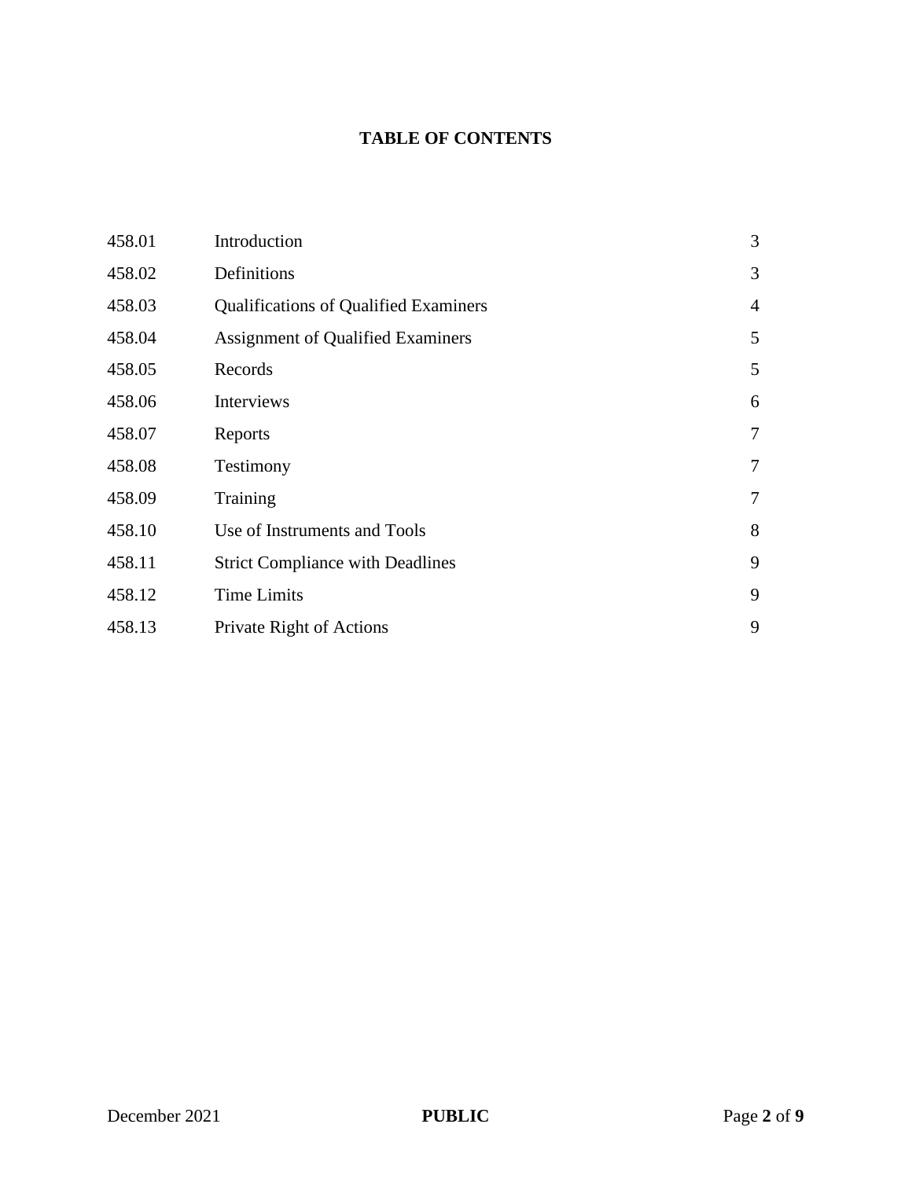# TABLE OF CONTENTS

| | | |
|---|---|---|
| 458.01 | Introduction | 3 |
| 458.02 | Definitions | 3 |
| 458.03 | Qualifications of Qualified Examiners | 4 |
| 458.04 | Assignment of Qualified Examiners | 5 |
| 458.05 | Records | 5 |
| 458.06 | Interviews | 6 |
| 458.07 | Reports | 7 |
| 458.08 | Testimony | 7 |
| 458.09 | Training | 7 |
| 458.10 | Use of Instruments and Tools | 8 |
| 458.11 | Strict Compliance with Deadlines | 9 |
| 458.12 | Time Limits | 9 |
| 458.13 | Private Right of Actions | 9 |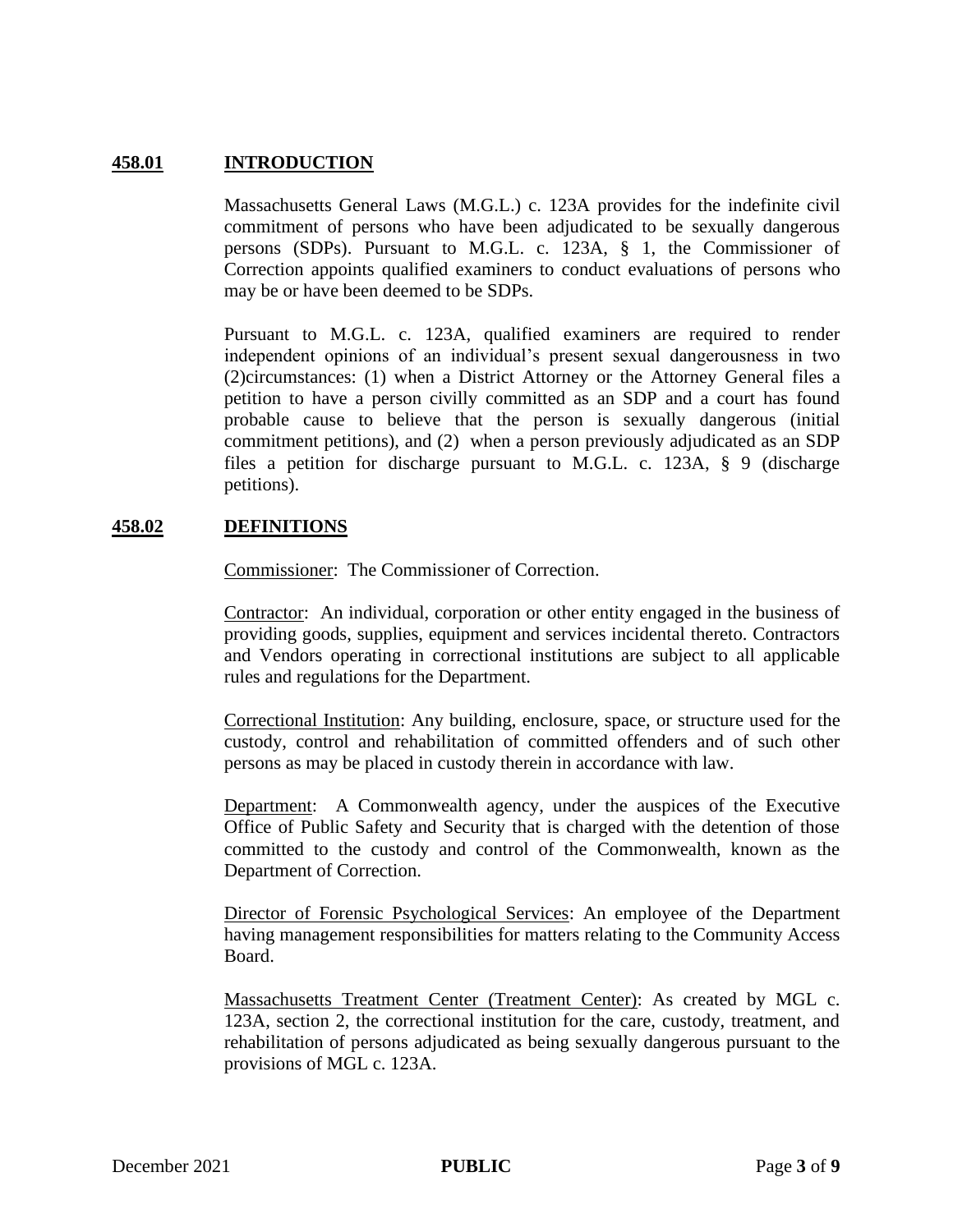## 458.01 INTRODUCTION

Massachusetts General Laws (M.G.L.) c. 123A provides for the indefinite civil commitment of persons who have been adjudicated to be sexually dangerous persons (SDPs). Pursuant to M.G.L. c. 123A, § 1, the Commissioner of Correction appoints qualified examiners to conduct evaluations of persons who may be or have been deemed to be SDPs.

Pursuant to M.G.L. c. 123A, qualified examiners are required to render independent opinions of an individual's present sexual dangerousness in two (2)circumstances: (1) when a District Attorney or the Attorney General files a petition to have a person civilly committed as an SDP and a court has found probable cause to believe that the person is sexually dangerous (initial commitment petitions), and (2) when a person previously adjudicated as an SDP files a petition for discharge pursuant to M.G.L. c. 123A, § 9 (discharge petitions).

## 458.02 DEFINITIONS

Commissioner: The Commissioner of Correction.

Contractor: An individual, corporation or other entity engaged in the business of providing goods, supplies, equipment and services incidental thereto. Contractors and Vendors operating in correctional institutions are subject to all applicable rules and regulations for the Department.

Correctional Institution: Any building, enclosure, space, or structure used for the custody, control and rehabilitation of committed offenders and of such other persons as may be placed in custody therein in accordance with law.

Department: A Commonwealth agency, under the auspices of the Executive Office of Public Safety and Security that is charged with the detention of those committed to the custody and control of the Commonwealth, known as the Department of Correction.

Director of Forensic Psychological Services: An employee of the Department having management responsibilities for matters relating to the Community Access Board.

Massachusetts Treatment Center (Treatment Center): As created by MGL c. 123A, section 2, the correctional institution for the care, custody, treatment, and rehabilitation of persons adjudicated as being sexually dangerous pursuant to the provisions of MGL c. 123A.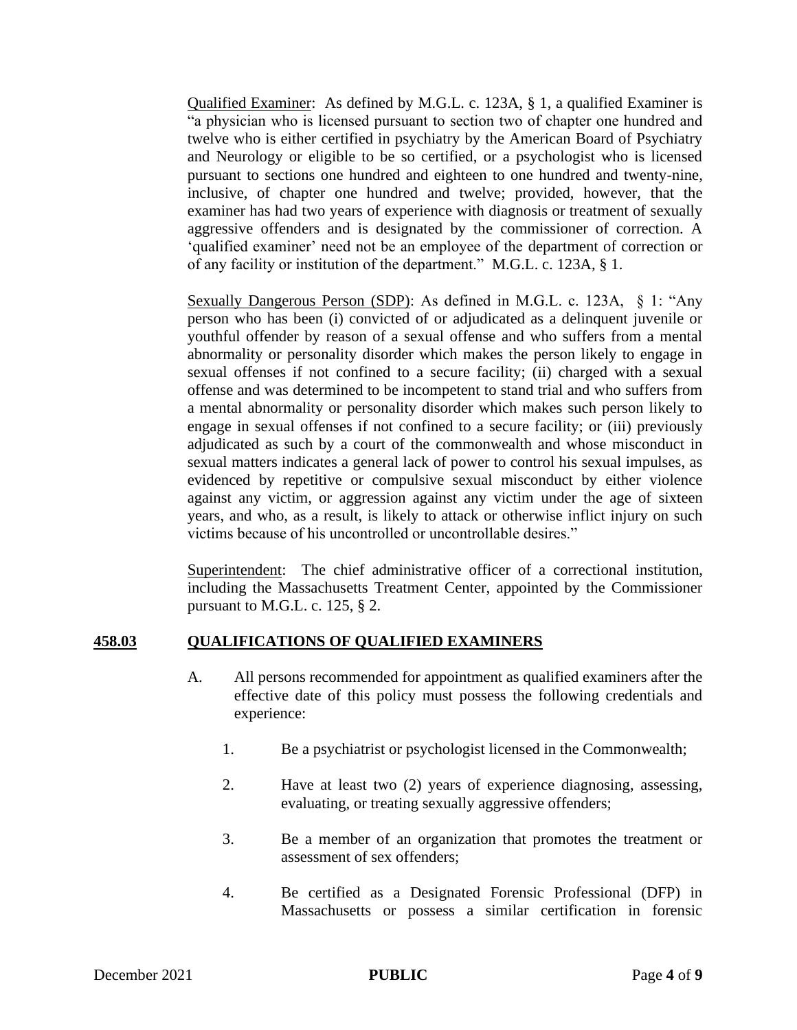<u>Qualified Examiner</u>: As defined by M.G.L. c. 123A, § 1, a qualified Examiner is "a physician who is licensed pursuant to section two of chapter one hundred and twelve who is either certified in psychiatry by the American Board of Psychiatry and Neurology or eligible to be so certified, or a psychologist who is licensed pursuant to sections one hundred and eighteen to one hundred and twenty-nine, inclusive, of chapter one hundred and twelve; provided, however, that the examiner has had two years of experience with diagnosis or treatment of sexually aggressive offenders and is designated by the commissioner of correction. A 'qualified examiner' need not be an employee of the department of correction or of any facility or institution of the department." M.G.L. c. 123A, § 1.

<u>Sexually Dangerous Person (SDP)</u>: As defined in M.G.L. c. 123A, § 1: "Any person who has been (i) convicted of or adjudicated as a delinquent juvenile or youthful offender by reason of a sexual offense and who suffers from a mental abnormality or personality disorder which makes the person likely to engage in sexual offenses if not confined to a secure facility; (ii) charged with a sexual offense and was determined to be incompetent to stand trial and who suffers from a mental abnormality or personality disorder which makes such person likely to engage in sexual offenses if not confined to a secure facility; or (iii) previously adjudicated as such by a court of the commonwealth and whose misconduct in sexual matters indicates a general lack of power to control his sexual impulses, as evidenced by repetitive or compulsive sexual misconduct by either violence against any victim, or aggression against any victim under the age of sixteen years, and who, as a result, is likely to attack or otherwise inflict injury on such victims because of his uncontrolled or uncontrollable desires."

<u>Superintendent</u>: The chief administrative officer of a correctional institution, including the Massachusetts Treatment Center, appointed by the Commissioner pursuant to M.G.L. c. 125, § 2.

## 458.03 QUALIFICATIONS OF QUALIFIED EXAMINERS

A. All persons recommended for appointment as qualified examiners after the effective date of this policy must possess the following credentials and experience:

1. Be a psychiatrist or psychologist licensed in the Commonwealth;

2. Have at least two (2) years of experience diagnosing, assessing, evaluating, or treating sexually aggressive offenders;

3. Be a member of an organization that promotes the treatment or assessment of sex offenders;

4. Be certified as a Designated Forensic Professional (DFP) in Massachusetts or possess a similar certification in forensic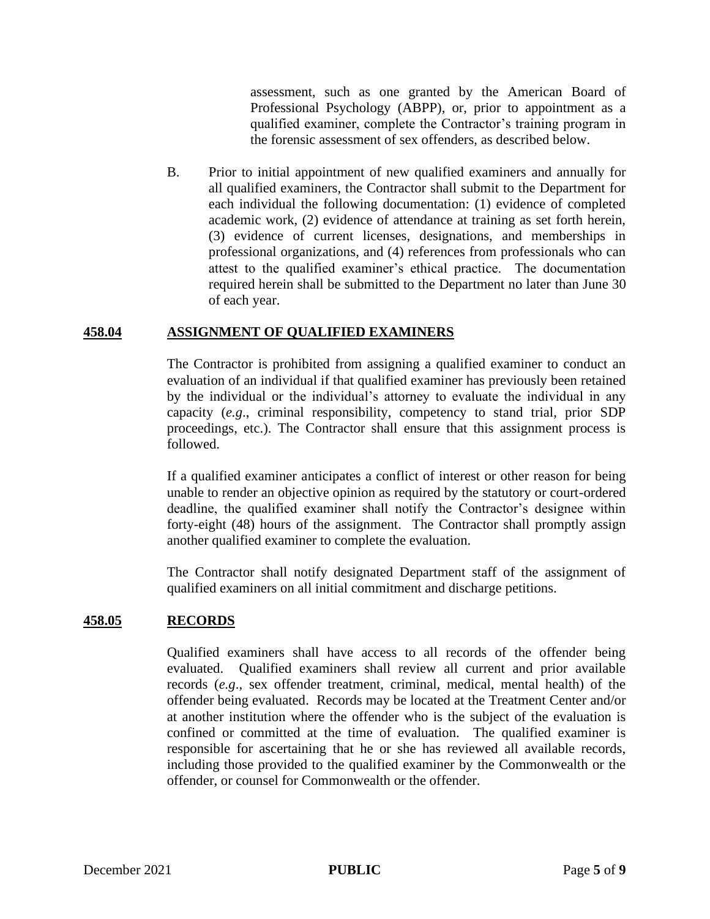assessment, such as one granted by the American Board of Professional Psychology (ABPP), or, prior to appointment as a qualified examiner, complete the Contractor's training program in the forensic assessment of sex offenders, as described below.

B. Prior to initial appointment of new qualified examiners and annually for all qualified examiners, the Contractor shall submit to the Department for each individual the following documentation: (1) evidence of completed academic work, (2) evidence of attendance at training as set forth herein, (3) evidence of current licenses, designations, and memberships in professional organizations, and (4) references from professionals who can attest to the qualified examiner's ethical practice. The documentation required herein shall be submitted to the Department no later than June 30 of each year.

## **458.04 ASSIGNMENT OF QUALIFIED EXAMINERS**

The Contractor is prohibited from assigning a qualified examiner to conduct an evaluation of an individual if that qualified examiner has previously been retained by the individual or the individual's attorney to evaluate the individual in any capacity (*e.g*., criminal responsibility, competency to stand trial, prior SDP proceedings, etc.). The Contractor shall ensure that this assignment process is followed.

If a qualified examiner anticipates a conflict of interest or other reason for being unable to render an objective opinion as required by the statutory or court-ordered deadline, the qualified examiner shall notify the Contractor's designee within forty-eight (48) hours of the assignment. The Contractor shall promptly assign another qualified examiner to complete the evaluation.

The Contractor shall notify designated Department staff of the assignment of qualified examiners on all initial commitment and discharge petitions.

## **458.05 RECORDS**

Qualified examiners shall have access to all records of the offender being evaluated. Qualified examiners shall review all current and prior available records (*e.g*., sex offender treatment, criminal, medical, mental health) of the offender being evaluated. Records may be located at the Treatment Center and/or at another institution where the offender who is the subject of the evaluation is confined or committed at the time of evaluation. The qualified examiner is responsible for ascertaining that he or she has reviewed all available records, including those provided to the qualified examiner by the Commonwealth or the offender, or counsel for Commonwealth or the offender.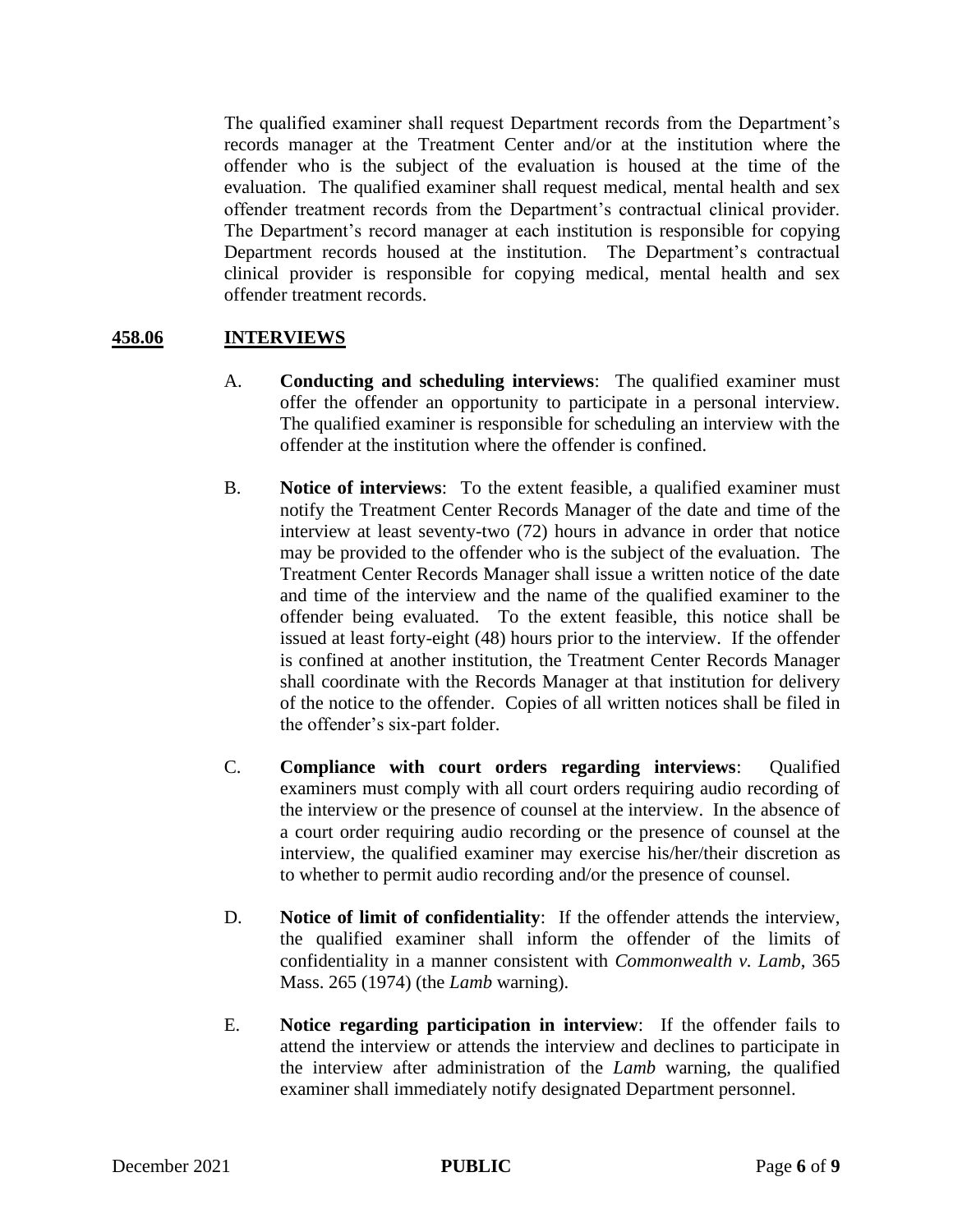The qualified examiner shall request Department records from the Department's records manager at the Treatment Center and/or at the institution where the offender who is the subject of the evaluation is housed at the time of the evaluation. The qualified examiner shall request medical, mental health and sex offender treatment records from the Department's contractual clinical provider. The Department's record manager at each institution is responsible for copying Department records housed at the institution. The Department's contractual clinical provider is responsible for copying medical, mental health and sex offender treatment records.

## 458.06 INTERVIEWS

A. **Conducting and scheduling interviews**: The qualified examiner must offer the offender an opportunity to participate in a personal interview. The qualified examiner is responsible for scheduling an interview with the offender at the institution where the offender is confined.

B. **Notice of interviews**: To the extent feasible, a qualified examiner must notify the Treatment Center Records Manager of the date and time of the interview at least seventy-two (72) hours in advance in order that notice may be provided to the offender who is the subject of the evaluation. The Treatment Center Records Manager shall issue a written notice of the date and time of the interview and the name of the qualified examiner to the offender being evaluated. To the extent feasible, this notice shall be issued at least forty-eight (48) hours prior to the interview. If the offender is confined at another institution, the Treatment Center Records Manager shall coordinate with the Records Manager at that institution for delivery of the notice to the offender. Copies of all written notices shall be filed in the offender's six-part folder.

C. **Compliance with court orders regarding interviews**: Qualified examiners must comply with all court orders requiring audio recording of the interview or the presence of counsel at the interview. In the absence of a court order requiring audio recording or the presence of counsel at the interview, the qualified examiner may exercise his/her/their discretion as to whether to permit audio recording and/or the presence of counsel.

D. **Notice of limit of confidentiality**: If the offender attends the interview, the qualified examiner shall inform the offender of the limits of confidentiality in a manner consistent with *Commonwealth v. Lamb*, 365 Mass. 265 (1974) (the *Lamb* warning).

E. **Notice regarding participation in interview**: If the offender fails to attend the interview or attends the interview and declines to participate in the interview after administration of the *Lamb* warning, the qualified examiner shall immediately notify designated Department personnel.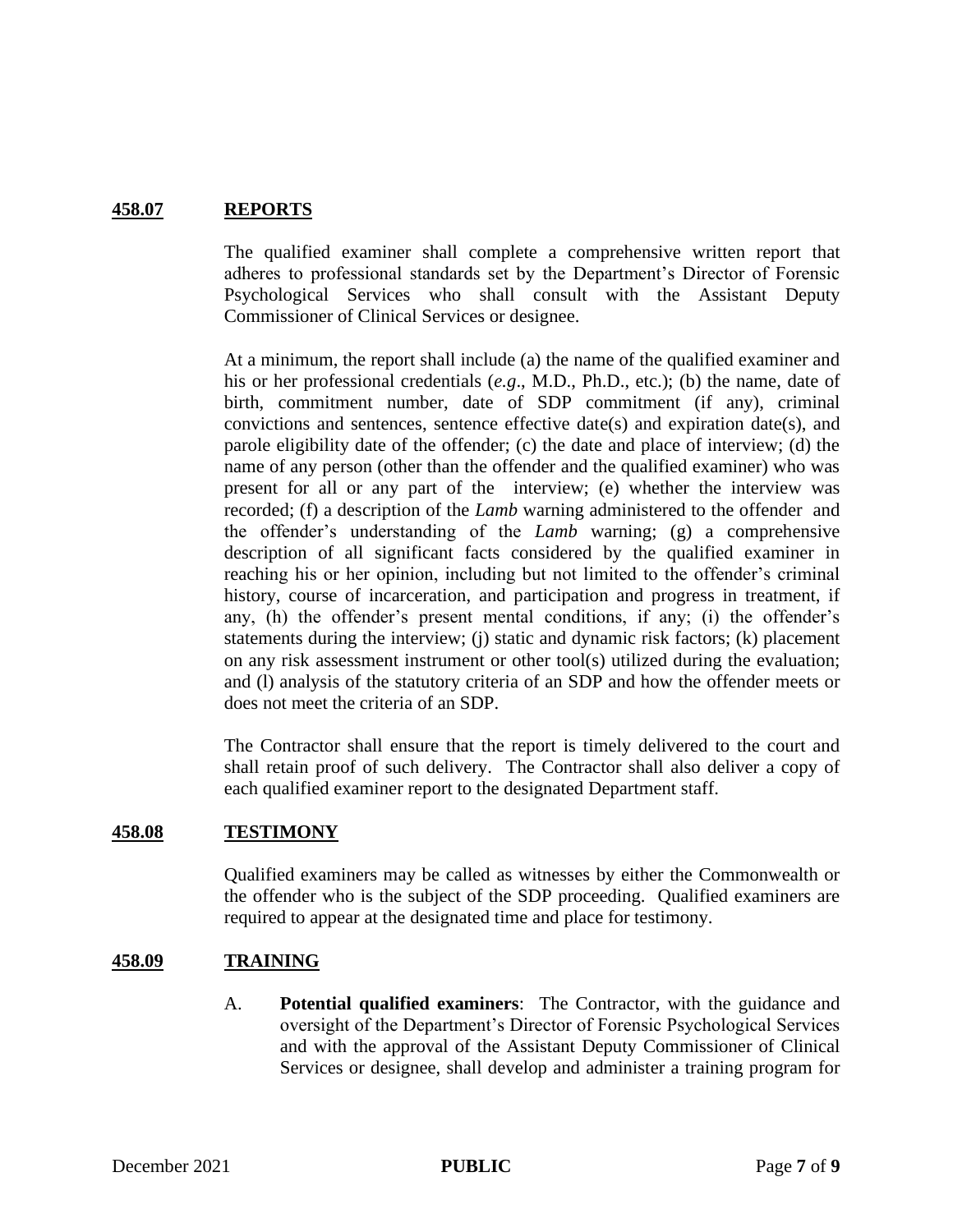## 458.07 REPORTS

The qualified examiner shall complete a comprehensive written report that adheres to professional standards set by the Department's Director of Forensic Psychological Services who shall consult with the Assistant Deputy Commissioner of Clinical Services or designee.

At a minimum, the report shall include (a) the name of the qualified examiner and his or her professional credentials (*e.g*., M.D., Ph.D., etc.); (b) the name, date of birth, commitment number, date of SDP commitment (if any), criminal convictions and sentences, sentence effective date(s) and expiration date(s), and parole eligibility date of the offender; (c) the date and place of interview; (d) the name of any person (other than the offender and the qualified examiner) who was present for all or any part of the interview; (e) whether the interview was recorded; (f) a description of the ***Lamb*** warning administered to the offender and the offender's understanding of the *Lamb* warning; (g) a comprehensive description of all significant facts considered by the qualified examiner in reaching his or her opinion, including but not limited to the offender's criminal history, course of incarceration, and participation and progress in treatment, if any, (h) the offender's present mental conditions, if any; (i) the offender's statements during the interview; (j) static and dynamic risk factors; (k) placement on any risk assessment instrument or other tool(s) utilized during the evaluation; and (l) analysis of the statutory criteria of an SDP and how the offender meets or does not meet the criteria of an SDP.

The Contractor shall ensure that the report is timely delivered to the court and shall retain proof of such delivery. The Contractor shall also deliver a copy of each qualified examiner report to the designated Department staff.

## 458.08 TESTIMONY

Qualified examiners may be called as witnesses by either the Commonwealth or the offender who is the subject of the SDP proceeding. Qualified examiners are required to appear at the designated time and place for testimony.

## 458.09 TRAINING

A. **Potential qualified examiners**: The Contractor, with the guidance and oversight of the Department's Director of Forensic Psychological Services and with the approval of the Assistant Deputy Commissioner of Clinical Services or designee, shall develop and administer a training program for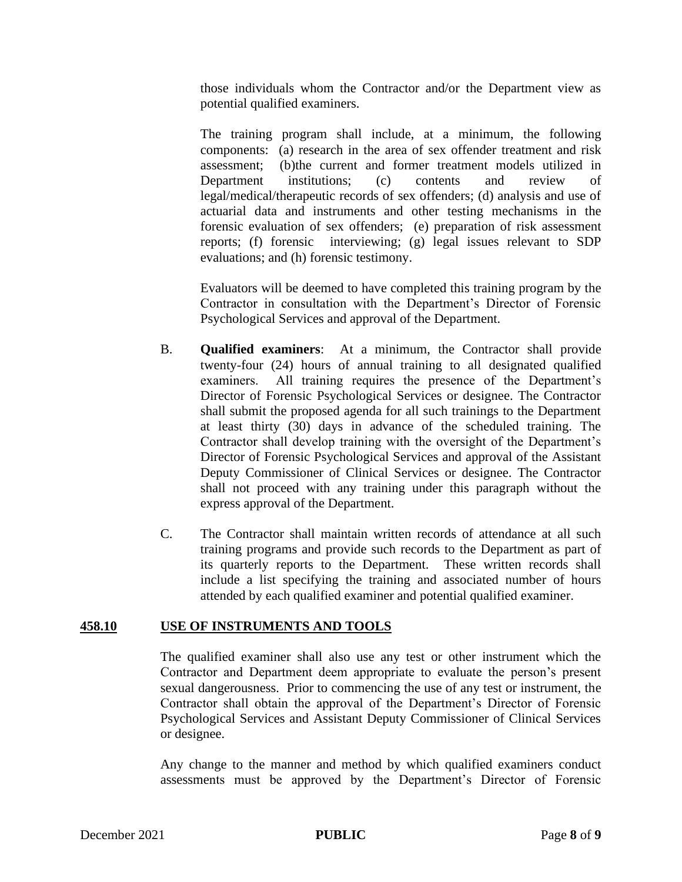those individuals whom the Contractor and/or the Department view as potential qualified examiners.

The training program shall include, at a minimum, the following components: (a) research in the area of sex offender treatment and risk assessment; (b)the current and former treatment models utilized in Department institutions; (c) contents and review of legal/medical/therapeutic records of sex offenders; (d) analysis and use of actuarial data and instruments and other testing mechanisms in the forensic evaluation of sex offenders; (e) preparation of risk assessment reports; (f) forensic interviewing; (g) legal issues relevant to SDP evaluations; and (h) forensic testimony.

Evaluators will be deemed to have completed this training program by the Contractor in consultation with the Department's Director of Forensic Psychological Services and approval of the Department.

B. **Qualified examiners**: At a minimum, the Contractor shall provide twenty-four (24) hours of annual training to all designated qualified examiners. All training requires the presence of the Department's Director of Forensic Psychological Services or designee. The Contractor shall submit the proposed agenda for all such trainings to the Department at least thirty (30) days in advance of the scheduled training. The Contractor shall develop training with the oversight of the Department's Director of Forensic Psychological Services and approval of the Assistant Deputy Commissioner of Clinical Services or designee. The Contractor shall not proceed with any training under this paragraph without the express approval of the Department.

C. The Contractor shall maintain written records of attendance at all such training programs and provide such records to the Department as part of its quarterly reports to the Department. These written records shall include a list specifying the training and associated number of hours attended by each qualified examiner and potential qualified examiner.

## **458.10 USE OF INSTRUMENTS AND TOOLS**

The qualified examiner shall also use any test or other instrument which the Contractor and Department deem appropriate to evaluate the person's present sexual dangerousness. Prior to commencing the use of any test or instrument, the Contractor shall obtain the approval of the Department's Director of Forensic Psychological Services and Assistant Deputy Commissioner of Clinical Services or designee.

Any change to the manner and method by which qualified examiners conduct assessments must be approved by the Department's Director of Forensic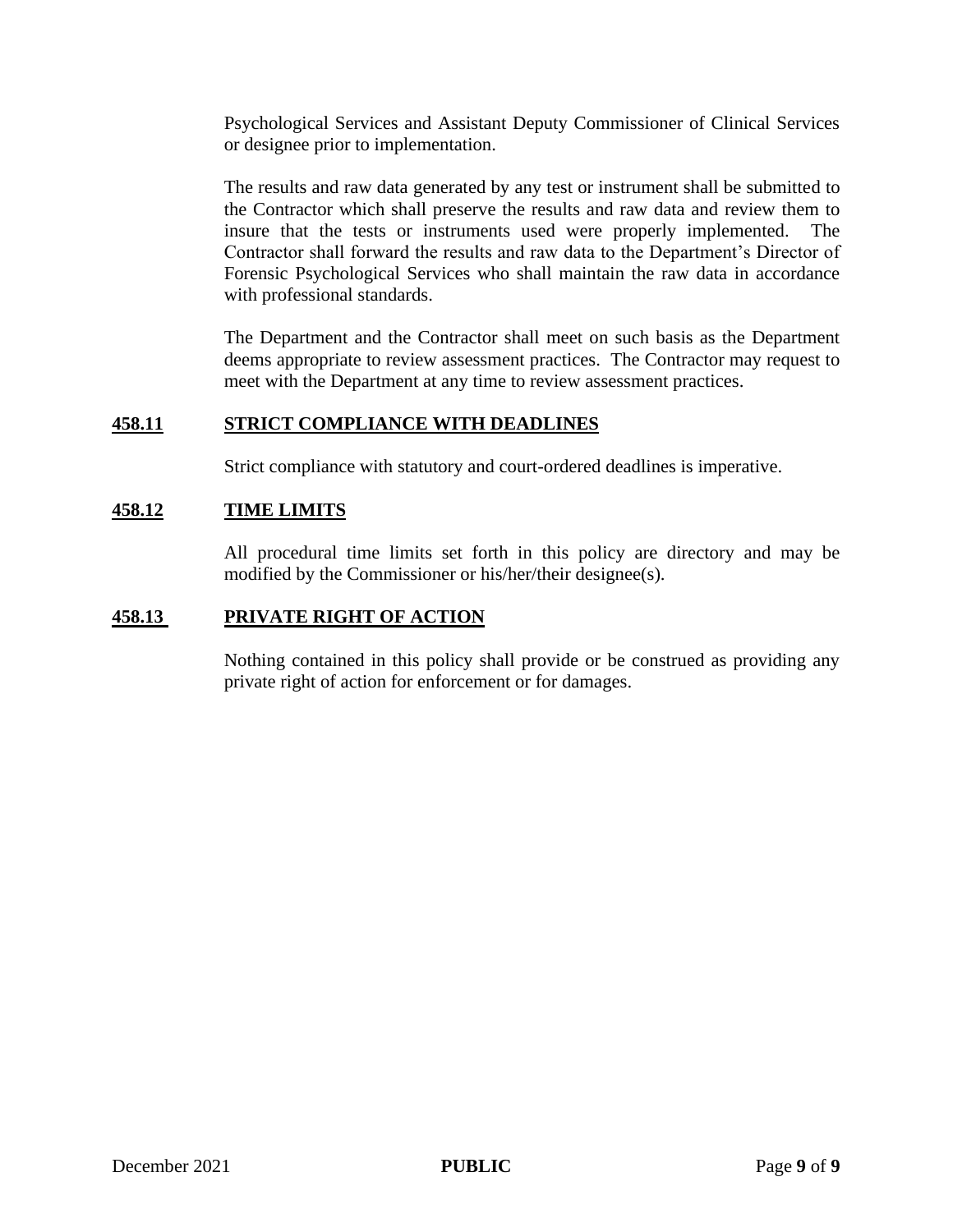Psychological Services and Assistant Deputy Commissioner of Clinical Services or designee prior to implementation.

The results and raw data generated by any test or instrument shall be submitted to the Contractor which shall preserve the results and raw data and review them to insure that the tests or instruments used were properly implemented. The Contractor shall forward the results and raw data to the Department's Director of Forensic Psychological Services who shall maintain the raw data in accordance with professional standards.

The Department and the Contractor shall meet on such basis as the Department deems appropriate to review assessment practices. The Contractor may request to meet with the Department at any time to review assessment practices.

## 458.11 STRICT COMPLIANCE WITH DEADLINES

Strict compliance with statutory and court-ordered deadlines is imperative.

## 458.12 TIME LIMITS

All procedural time limits set forth in this policy are directory and may be modified by the Commissioner or his/her/their designee(s).

## 458.13 PRIVATE RIGHT OF ACTION

Nothing contained in this policy shall provide or be construed as providing any private right of action for enforcement or for damages.